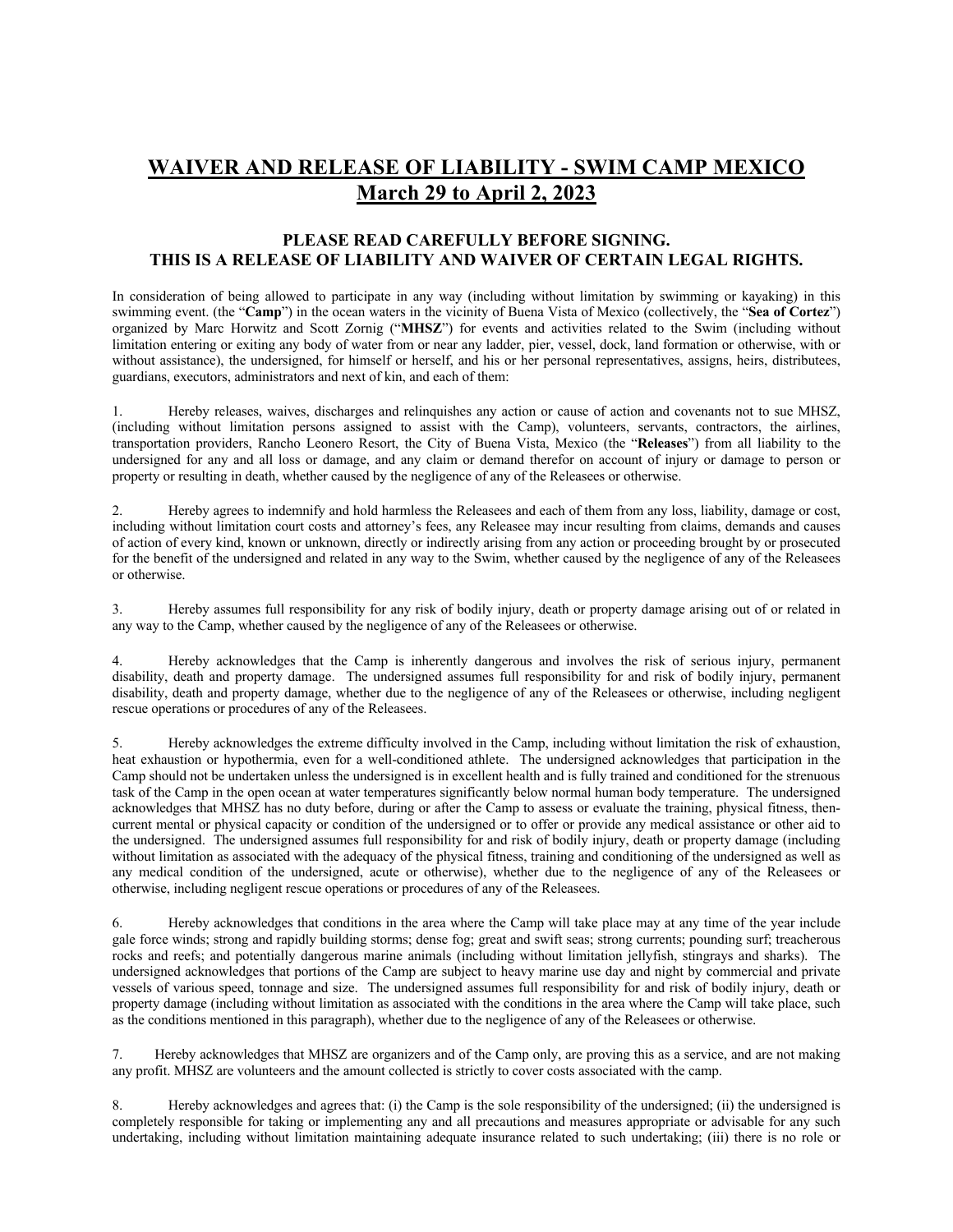# WAIVER AND RELEASE OF LIABILITY - SWIM CAMP MEXICO
# March 29 to April 2, 2023

### PLEASE READ CAREFULLY BEFORE SIGNING.
### THIS IS A RELEASE OF LIABILITY AND WAIVER OF CERTAIN LEGAL RIGHTS.

In consideration of being allowed to participate in any way (including without limitation by swimming or kayaking) in this swimming event. (the "**Camp**") in the ocean waters in the vicinity of Buena Vista of Mexico (collectively, the "**Sea of Cortez**") organized by Marc Horwitz and Scott Zornig ("**MHSZ**") for events and activities related to the Swim (including without limitation entering or exiting any body of water from or near any ladder, pier, vessel, dock, land formation or otherwise, with or without assistance), the undersigned, for himself or herself, and his or her personal representatives, assigns, heirs, distributees, guardians, executors, administrators and next of kin, and each of them:

1. Hereby releases, waives, discharges and relinquishes any action or cause of action and covenants not to sue MHSZ, (including without limitation persons assigned to assist with the Camp), volunteers, servants, contractors, the airlines, transportation providers, Rancho Leonero Resort, the City of Buena Vista, Mexico (the "**Releases**") from all liability to the undersigned for any and all loss or damage, and any claim or demand therefor on account of injury or damage to person or property or resulting in death, whether caused by the negligence of any of the Releasees or otherwise.

2. Hereby agrees to indemnify and hold harmless the Releasees and each of them from any loss, liability, damage or cost, including without limitation court costs and attorney's fees, any Releasee may incur resulting from claims, demands and causes of action of every kind, known or unknown, directly or indirectly arising from any action or proceeding brought by or prosecuted for the benefit of the undersigned and related in any way to the Swim, whether caused by the negligence of any of the Releasees or otherwise.

3. Hereby assumes full responsibility for any risk of bodily injury, death or property damage arising out of or related in any way to the Camp, whether caused by the negligence of any of the Releasees or otherwise.

4. Hereby acknowledges that the Camp is inherently dangerous and involves the risk of serious injury, permanent disability, death and property damage. The undersigned assumes full responsibility for and risk of bodily injury, permanent disability, death and property damage, whether due to the negligence of any of the Releasees or otherwise, including negligent rescue operations or procedures of any of the Releasees.

5. Hereby acknowledges the extreme difficulty involved in the Camp, including without limitation the risk of exhaustion, heat exhaustion or hypothermia, even for a well-conditioned athlete. The undersigned acknowledges that participation in the Camp should not be undertaken unless the undersigned is in excellent health and is fully trained and conditioned for the strenuous task of the Camp in the open ocean at water temperatures significantly below normal human body temperature. The undersigned acknowledges that MHSZ has no duty before, during or after the Camp to assess or evaluate the training, physical fitness, then-current mental or physical capacity or condition of the undersigned or to offer or provide any medical assistance or other aid to the undersigned. The undersigned assumes full responsibility for and risk of bodily injury, death or property damage (including without limitation as associated with the adequacy of the physical fitness, training and conditioning of the undersigned as well as any medical condition of the undersigned, acute or otherwise), whether due to the negligence of any of the Releasees or otherwise, including negligent rescue operations or procedures of any of the Releasees.

6. Hereby acknowledges that conditions in the area where the Camp will take place may at any time of the year include gale force winds; strong and rapidly building storms; dense fog; great and swift seas; strong currents; pounding surf; treacherous rocks and reefs; and potentially dangerous marine animals (including without limitation jellyfish, stingrays and sharks). The undersigned acknowledges that portions of the Camp are subject to heavy marine use day and night by commercial and private vessels of various speed, tonnage and size. The undersigned assumes full responsibility for and risk of bodily injury, death or property damage (including without limitation as associated with the conditions in the area where the Camp will take place, such as the conditions mentioned in this paragraph), whether due to the negligence of any of the Releasees or otherwise.

7. Hereby acknowledges that MHSZ are organizers and of the Camp only, are proving this as a service, and are not making any profit. MHSZ are volunteers and the amount collected is strictly to cover costs associated with the camp.

8. Hereby acknowledges and agrees that: (i) the Camp is the sole responsibility of the undersigned; (ii) the undersigned is completely responsible for taking or implementing any and all precautions and measures appropriate or advisable for any such undertaking, including without limitation maintaining adequate insurance related to such undertaking; (iii) there is no role or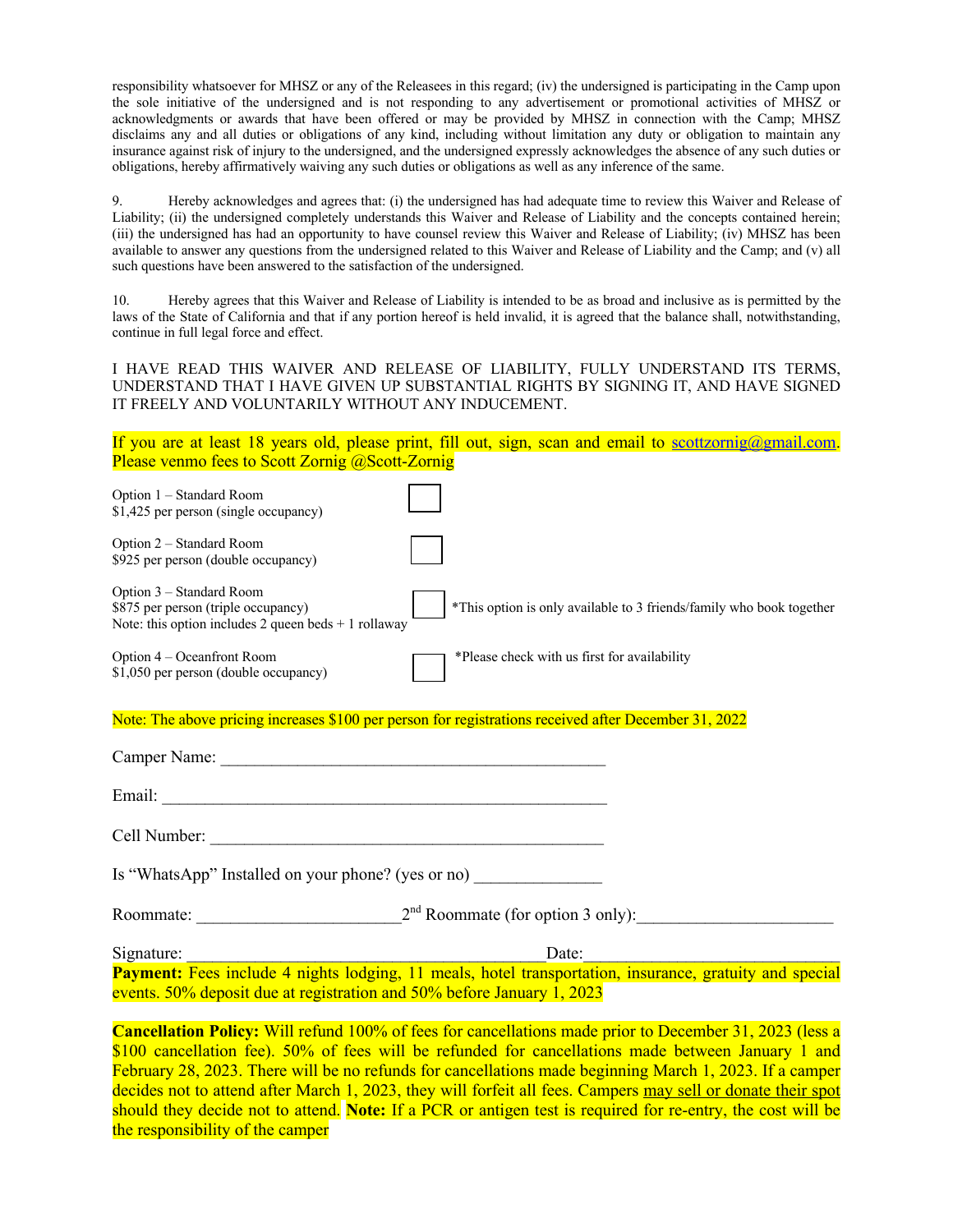responsibility whatsoever for MHSZ or any of the Releasees in this regard; (iv) the undersigned is participating in the Camp upon the sole initiative of the undersigned and is not responding to any advertisement or promotional activities of MHSZ or acknowledgments or awards that have been offered or may be provided by MHSZ in connection with the Camp; MHSZ disclaims any and all duties or obligations of any kind, including without limitation any duty or obligation to maintain any insurance against risk of injury to the undersigned, and the undersigned expressly acknowledges the absence of any such duties or obligations, hereby affirmatively waiving any such duties or obligations as well as any inference of the same.

9. Hereby acknowledges and agrees that: (i) the undersigned has had adequate time to review this Waiver and Release of Liability; (ii) the undersigned completely understands this Waiver and Release of Liability and the concepts contained herein; (iii) the undersigned has had an opportunity to have counsel review this Waiver and Release of Liability; (iv) MHSZ has been available to answer any questions from the undersigned related to this Waiver and Release of Liability and the Camp; and (v) all such questions have been answered to the satisfaction of the undersigned.

10. Hereby agrees that this Waiver and Release of Liability is intended to be as broad and inclusive as is permitted by the laws of the State of California and that if any portion hereof is held invalid, it is agreed that the balance shall, notwithstanding, continue in full legal force and effect.

I HAVE READ THIS WAIVER AND RELEASE OF LIABILITY, FULLY UNDERSTAND ITS TERMS, UNDERSTAND THAT I HAVE GIVEN UP SUBSTANTIAL RIGHTS BY SIGNING IT, AND HAVE SIGNED IT FREELY AND VOLUNTARILY WITHOUT ANY INDUCEMENT.

If you are at least 18 years old, please print, fill out, sign, scan and email to scottzornig@gmail.com. Please venmo fees to Scott Zornig @Scott-Zornig

Option 1 – Standard Room
$1,425 per person (single occupancy) ☐

Option 2 – Standard Room
$925 per person (double occupancy) ☐

Option 3 – Standard Room
$875 per person (triple occupancy)
Note: this option includes 2 queen beds + 1 rollaway ☐ *This option is only available to 3 friends/family who book together

Option 4 – Oceanfront Room
$1,050 per person (double occupancy) ☐ *Please check with us first for availability

Note: The above pricing increases $100 per person for registrations received after December 31, 2022

Camper Name: _______________________________________________

Email: _______________________________________________________

Cell Number: _________________________________________________

Is "WhatsApp" Installed on your phone? (yes or no) _______________

Roommate: ________________________ 2nd Roommate (for option 3 only):________________________

Signature: ___________________________________________Date:______________________________

**Payment:** Fees include 4 nights lodging, 11 meals, hotel transportation, insurance, gratuity and special events. 50% deposit due at registration and 50% before January 1, 2023

**Cancellation Policy:** Will refund 100% of fees for cancellations made prior to December 31, 2023 (less a $100 cancellation fee). 50% of fees will be refunded for cancellations made between January 1 and February 28, 2023. There will be no refunds for cancellations made beginning March 1, 2023. If a camper decides not to attend after March 1, 2023, they will forfeit all fees. Campers may sell or donate their spot should they decide not to attend. **Note:** If a PCR or antigen test is required for re-entry, the cost will be the responsibility of the camper